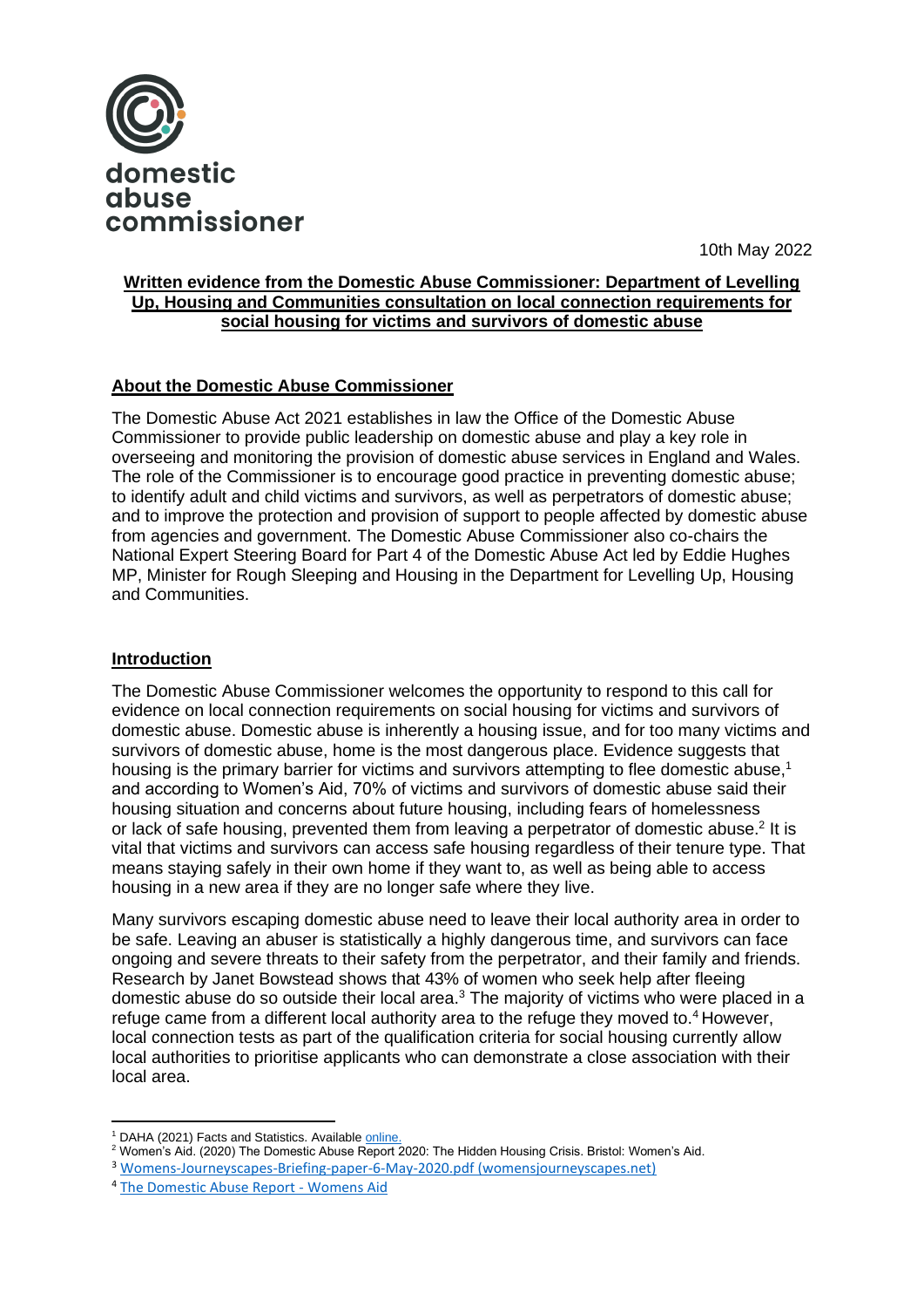domestic abuse commissioner

10th May 2022

**Written evidence from the Domestic Abuse Commissioner: Department of Levelling Up, Housing and Communities consultation on local connection requirements for social housing for victims and survivors of domestic abuse**

## About the Domestic Abuse Commissioner

The Domestic Abuse Act 2021 establishes in law the Office of the Domestic Abuse Commissioner to provide public leadership on domestic abuse and play a key role in overseeing and monitoring the provision of domestic abuse services in England and Wales. The role of the Commissioner is to encourage good practice in preventing domestic abuse; to identify adult and child victims and survivors, as well as perpetrators of domestic abuse; and to improve the protection and provision of support to people affected by domestic abuse from agencies and government. The Domestic Abuse Commissioner also co-chairs the National Expert Steering Board for Part 4 of the Domestic Abuse Act led by Eddie Hughes MP, Minister for Rough Sleeping and Housing in the Department for Levelling Up, Housing and Communities.

## Introduction

The Domestic Abuse Commissioner welcomes the opportunity to respond to this call for evidence on local connection requirements on social housing for victims and survivors of domestic abuse. Domestic abuse is inherently a housing issue, and for too many victims and survivors of domestic abuse, home is the most dangerous place. Evidence suggests that housing is the primary barrier for victims and survivors attempting to flee domestic abuse,[1] and according to Women's Aid, 70% of victims and survivors of domestic abuse said their housing situation and concerns about future housing, including fears of homelessness or lack of safe housing, prevented them from leaving a perpetrator of domestic abuse.[2] It is vital that victims and survivors can access safe housing regardless of their tenure type. That means staying safely in their own home if they want to, as well as being able to access housing in a new area if they are no longer safe where they live.

Many survivors escaping domestic abuse need to leave their local authority area in order to be safe. Leaving an abuser is statistically a highly dangerous time, and survivors can face ongoing and severe threats to their safety from the perpetrator, and their family and friends. Research by Janet Bowstead shows that 43% of women who seek help after fleeing domestic abuse do so outside their local area.[3] The majority of victims who were placed in a refuge came from a different local authority area to the refuge they moved to.[4] However, local connection tests as part of the qualification criteria for social housing currently allow local authorities to prioritise applicants who can demonstrate a close association with their local area.

---

[1] DAHA (2021) Facts and Statistics. Available online.

[2] Women's Aid. (2020) The Domestic Abuse Report 2020: The Hidden Housing Crisis. Bristol: Women's Aid.

[3] Womens-Journeyscapes-Briefing-paper-6-May-2020.pdf (womensjourneyscapes.net)

[4] The Domestic Abuse Report - Womens Aid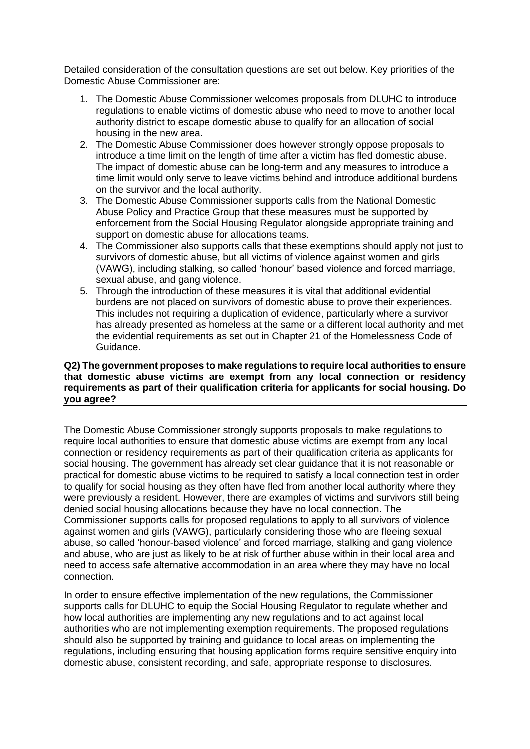Detailed consideration of the consultation questions are set out below. Key priorities of the Domestic Abuse Commissioner are:

1. The Domestic Abuse Commissioner welcomes proposals from DLUHC to introduce regulations to enable victims of domestic abuse who need to move to another local authority district to escape domestic abuse to qualify for an allocation of social housing in the new area.
2. The Domestic Abuse Commissioner does however strongly oppose proposals to introduce a time limit on the length of time after a victim has fled domestic abuse. The impact of domestic abuse can be long-term and any measures to introduce a time limit would only serve to leave victims behind and introduce additional burdens on the survivor and the local authority.
3. The Domestic Abuse Commissioner supports calls from the National Domestic Abuse Policy and Practice Group that these measures must be supported by enforcement from the Social Housing Regulator alongside appropriate training and support on domestic abuse for allocations teams.
4. The Commissioner also supports calls that these exemptions should apply not just to survivors of domestic abuse, but all victims of violence against women and girls (VAWG), including stalking, so called 'honour' based violence and forced marriage, sexual abuse, and gang violence.
5. Through the introduction of these measures it is vital that additional evidential burdens are not placed on survivors of domestic abuse to prove their experiences. This includes not requiring a duplication of evidence, particularly where a survivor has already presented as homeless at the same or a different local authority and met the evidential requirements as set out in Chapter 21 of the Homelessness Code of Guidance.

**Q2) The government proposes to make regulations to require local authorities to ensure that domestic abuse victims are exempt from any local connection or residency requirements as part of their qualification criteria for applicants for social housing. Do you agree?**

The Domestic Abuse Commissioner strongly supports proposals to make regulations to require local authorities to ensure that domestic abuse victims are exempt from any local connection or residency requirements as part of their qualification criteria as applicants for social housing. The government has already set clear guidance that it is not reasonable or practical for domestic abuse victims to be required to satisfy a local connection test in order to qualify for social housing as they often have fled from another local authority where they were previously a resident. However, there are examples of victims and survivors still being denied social housing allocations because they have no local connection. The Commissioner supports calls for proposed regulations to apply to all survivors of violence against women and girls (VAWG), particularly considering those who are fleeing sexual abuse, so called 'honour-based violence' and forced marriage, stalking and gang violence and abuse, who are just as likely to be at risk of further abuse within in their local area and need to access safe alternative accommodation in an area where they may have no local connection.

In order to ensure effective implementation of the new regulations, the Commissioner supports calls for DLUHC to equip the Social Housing Regulator to regulate whether and how local authorities are implementing any new regulations and to act against local authorities who are not implementing exemption requirements. The proposed regulations should also be supported by training and guidance to local areas on implementing the regulations, including ensuring that housing application forms require sensitive enquiry into domestic abuse, consistent recording, and safe, appropriate response to disclosures.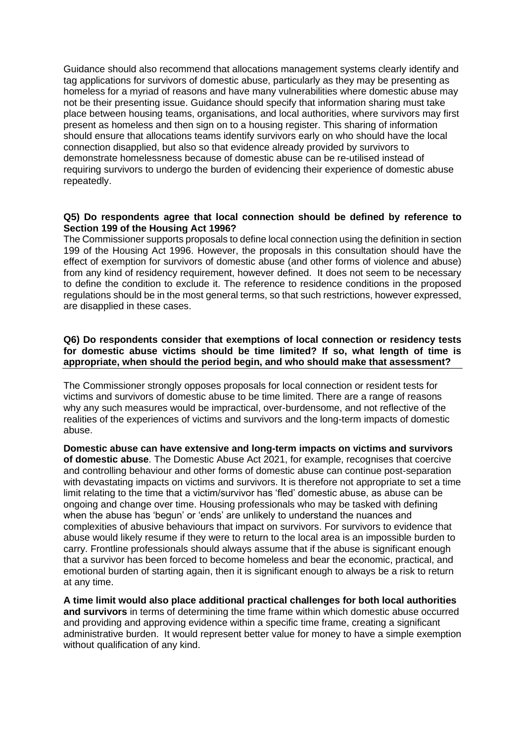Guidance should also recommend that allocations management systems clearly identify and tag applications for survivors of domestic abuse, particularly as they may be presenting as homeless for a myriad of reasons and have many vulnerabilities where domestic abuse may not be their presenting issue. Guidance should specify that information sharing must take place between housing teams, organisations, and local authorities, where survivors may first present as homeless and then sign on to a housing register. This sharing of information should ensure that allocations teams identify survivors early on who should have the local connection disapplied, but also so that evidence already provided by survivors to demonstrate homelessness because of domestic abuse can be re-utilised instead of requiring survivors to undergo the burden of evidencing their experience of domestic abuse repeatedly.

**Q5) Do respondents agree that local connection should be defined by reference to Section 199 of the Housing Act 1996?**

The Commissioner supports proposals to define local connection using the definition in section 199 of the Housing Act 1996. However, the proposals in this consultation should have the effect of exemption for survivors of domestic abuse (and other forms of violence and abuse) from any kind of residency requirement, however defined. It does not seem to be necessary to define the condition to exclude it. The reference to residence conditions in the proposed regulations should be in the most general terms, so that such restrictions, however expressed, are disapplied in these cases.

**Q6) Do respondents consider that exemptions of local connection or residency tests for domestic abuse victims should be time limited? If so, what length of time is appropriate, when should the period begin, and who should make that assessment?**

The Commissioner strongly opposes proposals for local connection or resident tests for victims and survivors of domestic abuse to be time limited. There are a range of reasons why any such measures would be impractical, over-burdensome, and not reflective of the realities of the experiences of victims and survivors and the long-term impacts of domestic abuse.

**Domestic abuse can have extensive and long-term impacts on victims and survivors of domestic abuse**. The Domestic Abuse Act 2021, for example, recognises that coercive and controlling behaviour and other forms of domestic abuse can continue post-separation with devastating impacts on victims and survivors. It is therefore not appropriate to set a time limit relating to the time that a victim/survivor has 'fled' domestic abuse, as abuse can be ongoing and change over time. Housing professionals who may be tasked with defining when the abuse has 'begun' or 'ends' are unlikely to understand the nuances and complexities of abusive behaviours that impact on survivors. For survivors to evidence that abuse would likely resume if they were to return to the local area is an impossible burden to carry. Frontline professionals should always assume that if the abuse is significant enough that a survivor has been forced to become homeless and bear the economic, practical, and emotional burden of starting again, then it is significant enough to always be a risk to return at any time.

**A time limit would also place additional practical challenges for both local authorities and survivors** in terms of determining the time frame within which domestic abuse occurred and providing and approving evidence within a specific time frame, creating a significant administrative burden. It would represent better value for money to have a simple exemption without qualification of any kind.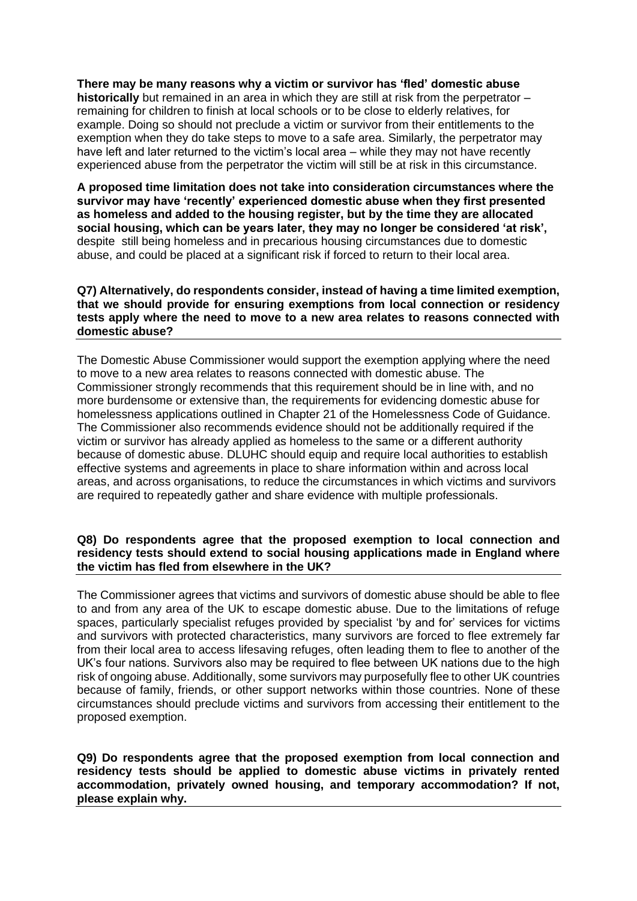**There may be many reasons why a victim or survivor has 'fled' domestic abuse historically** but remained in an area in which they are still at risk from the perpetrator – remaining for children to finish at local schools or to be close to elderly relatives, for example. Doing so should not preclude a victim or survivor from their entitlements to the exemption when they do take steps to move to a safe area. Similarly, the perpetrator may have left and later returned to the victim's local area – while they may not have recently experienced abuse from the perpetrator the victim will still be at risk in this circumstance.

**A proposed time limitation does not take into consideration circumstances where the survivor may have 'recently' experienced domestic abuse when they first presented as homeless and added to the housing register, but by the time they are allocated social housing, which can be years later, they may no longer be considered 'at risk',** despite still being homeless and in precarious housing circumstances due to domestic abuse, and could be placed at a significant risk if forced to return to their local area.

**Q7) Alternatively, do respondents consider, instead of having a time limited exemption, that we should provide for ensuring exemptions from local connection or residency tests apply where the need to move to a new area relates to reasons connected with domestic abuse?**

The Domestic Abuse Commissioner would support the exemption applying where the need to move to a new area relates to reasons connected with domestic abuse. The Commissioner strongly recommends that this requirement should be in line with, and no more burdensome or extensive than, the requirements for evidencing domestic abuse for homelessness applications outlined in Chapter 21 of the Homelessness Code of Guidance. The Commissioner also recommends evidence should not be additionally required if the victim or survivor has already applied as homeless to the same or a different authority because of domestic abuse. DLUHC should equip and require local authorities to establish effective systems and agreements in place to share information within and across local areas, and across organisations, to reduce the circumstances in which victims and survivors are required to repeatedly gather and share evidence with multiple professionals.

**Q8) Do respondents agree that the proposed exemption to local connection and residency tests should extend to social housing applications made in England where the victim has fled from elsewhere in the UK?**

The Commissioner agrees that victims and survivors of domestic abuse should be able to flee to and from any area of the UK to escape domestic abuse. Due to the limitations of refuge spaces, particularly specialist refuges provided by specialist 'by and for' services for victims and survivors with protected characteristics, many survivors are forced to flee extremely far from their local area to access lifesaving refuges, often leading them to flee to another of the UK's four nations. Survivors also may be required to flee between UK nations due to the high risk of ongoing abuse. Additionally, some survivors may purposefully flee to other UK countries because of family, friends, or other support networks within those countries. None of these circumstances should preclude victims and survivors from accessing their entitlement to the proposed exemption.

**Q9) Do respondents agree that the proposed exemption from local connection and residency tests should be applied to domestic abuse victims in privately rented accommodation, privately owned housing, and temporary accommodation? If not, please explain why.**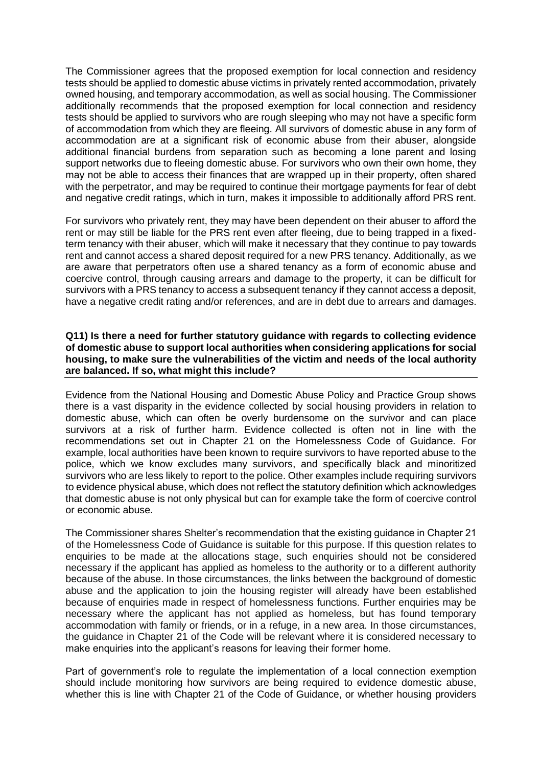The Commissioner agrees that the proposed exemption for local connection and residency tests should be applied to domestic abuse victims in privately rented accommodation, privately owned housing, and temporary accommodation, as well as social housing. The Commissioner additionally recommends that the proposed exemption for local connection and residency tests should be applied to survivors who are rough sleeping who may not have a specific form of accommodation from which they are fleeing. All survivors of domestic abuse in any form of accommodation are at a significant risk of economic abuse from their abuser, alongside additional financial burdens from separation such as becoming a lone parent and losing support networks due to fleeing domestic abuse. For survivors who own their own home, they may not be able to access their finances that are wrapped up in their property, often shared with the perpetrator, and may be required to continue their mortgage payments for fear of debt and negative credit ratings, which in turn, makes it impossible to additionally afford PRS rent.

For survivors who privately rent, they may have been dependent on their abuser to afford the rent or may still be liable for the PRS rent even after fleeing, due to being trapped in a fixed-term tenancy with their abuser, which will make it necessary that they continue to pay towards rent and cannot access a shared deposit required for a new PRS tenancy. Additionally, as we are aware that perpetrators often use a shared tenancy as a form of economic abuse and coercive control, through causing arrears and damage to the property, it can be difficult for survivors with a PRS tenancy to access a subsequent tenancy if they cannot access a deposit, have a negative credit rating and/or references, and are in debt due to arrears and damages.

**Q11) Is there a need for further statutory guidance with regards to collecting evidence of domestic abuse to support local authorities when considering applications for social housing, to make sure the vulnerabilities of the victim and needs of the local authority are balanced. If so, what might this include?**

Evidence from the National Housing and Domestic Abuse Policy and Practice Group shows there is a vast disparity in the evidence collected by social housing providers in relation to domestic abuse, which can often be overly burdensome on the survivor and can place survivors at a risk of further harm. Evidence collected is often not in line with the recommendations set out in Chapter 21 on the Homelessness Code of Guidance. For example, local authorities have been known to require survivors to have reported abuse to the police, which we know excludes many survivors, and specifically black and minoritized survivors who are less likely to report to the police. Other examples include requiring survivors to evidence physical abuse, which does not reflect the statutory definition which acknowledges that domestic abuse is not only physical but can for example take the form of coercive control or economic abuse.

The Commissioner shares Shelter's recommendation that the existing guidance in Chapter 21 of the Homelessness Code of Guidance is suitable for this purpose. If this question relates to enquiries to be made at the allocations stage, such enquiries should not be considered necessary if the applicant has applied as homeless to the authority or to a different authority because of the abuse. In those circumstances, the links between the background of domestic abuse and the application to join the housing register will already have been established because of enquiries made in respect of homelessness functions. Further enquiries may be necessary where the applicant has not applied as homeless, but has found temporary accommodation with family or friends, or in a refuge, in a new area. In those circumstances, the guidance in Chapter 21 of the Code will be relevant where it is considered necessary to make enquiries into the applicant's reasons for leaving their former home.

Part of government's role to regulate the implementation of a local connection exemption should include monitoring how survivors are being required to evidence domestic abuse, whether this is line with Chapter 21 of the Code of Guidance, or whether housing providers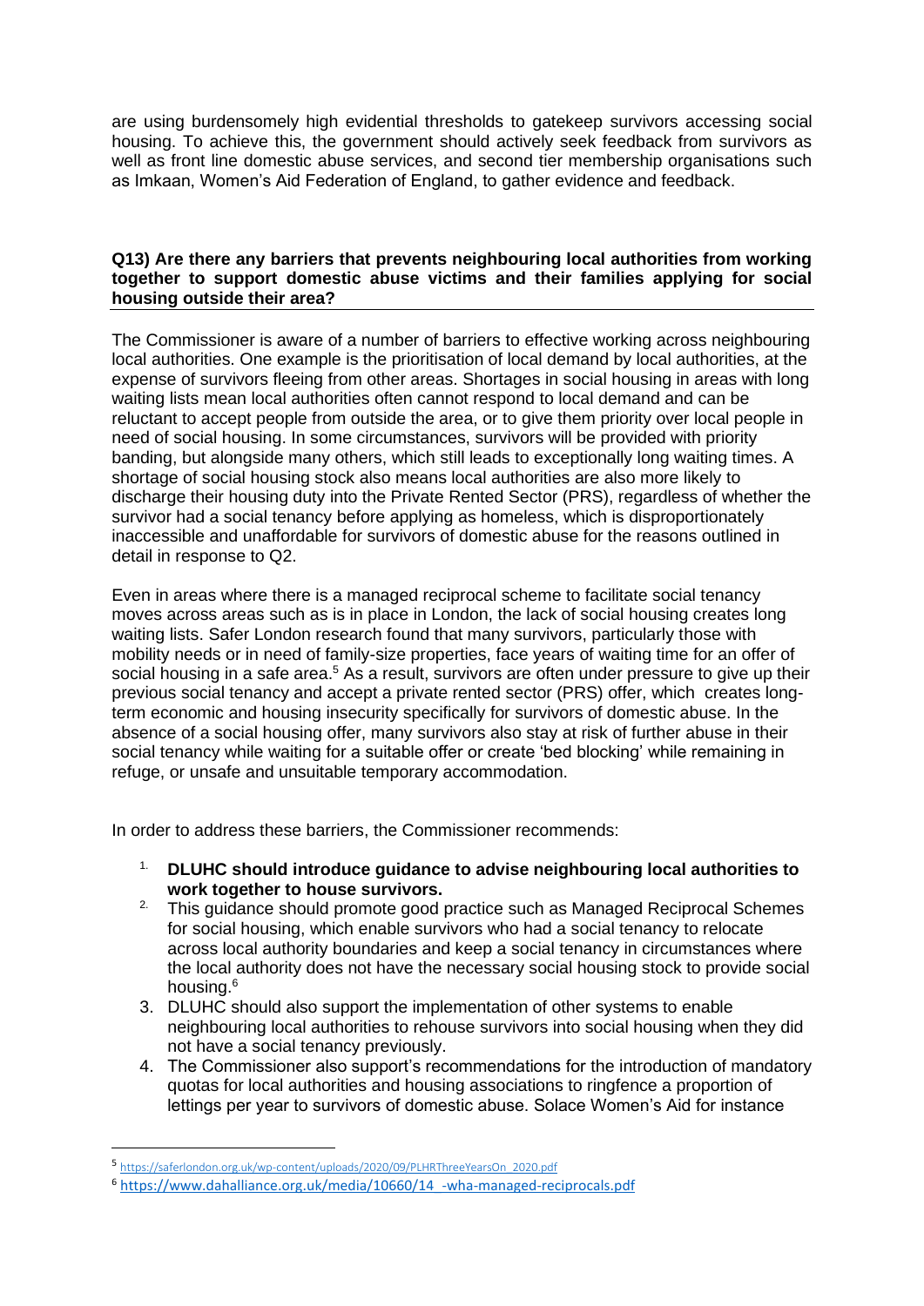are using burdensomely high evidential thresholds to gatekeep survivors accessing social housing. To achieve this, the government should actively seek feedback from survivors as well as front line domestic abuse services, and second tier membership organisations such as Imkaan, Women's Aid Federation of England, to gather evidence and feedback.

**Q13) Are there any barriers that prevents neighbouring local authorities from working together to support domestic abuse victims and their families applying for social housing outside their area?**

The Commissioner is aware of a number of barriers to effective working across neighbouring local authorities. One example is the prioritisation of local demand by local authorities, at the expense of survivors fleeing from other areas. Shortages in social housing in areas with long waiting lists mean local authorities often cannot respond to local demand and can be reluctant to accept people from outside the area, or to give them priority over local people in need of social housing. In some circumstances, survivors will be provided with priority banding, but alongside many others, which still leads to exceptionally long waiting times. A shortage of social housing stock also means local authorities are also more likely to discharge their housing duty into the Private Rented Sector (PRS), regardless of whether the survivor had a social tenancy before applying as homeless, which is disproportionately inaccessible and unaffordable for survivors of domestic abuse for the reasons outlined in detail in response to Q2.

Even in areas where there is a managed reciprocal scheme to facilitate social tenancy moves across areas such as is in place in London, the lack of social housing creates long waiting lists. Safer London research found that many survivors, particularly those with mobility needs or in need of family-size properties, face years of waiting time for an offer of social housing in a safe area.[5] As a result, survivors are often under pressure to give up their previous social tenancy and accept a private rented sector (PRS) offer, which creates long-term economic and housing insecurity specifically for survivors of domestic abuse. In the absence of a social housing offer, many survivors also stay at risk of further abuse in their social tenancy while waiting for a suitable offer or create 'bed blocking' while remaining in refuge, or unsafe and unsuitable temporary accommodation.

In order to address these barriers, the Commissioner recommends:

1. **DLUHC should introduce guidance to advise neighbouring local authorities to work together to house survivors.**
2. This guidance should promote good practice such as Managed Reciprocal Schemes for social housing, which enable survivors who had a social tenancy to relocate across local authority boundaries and keep a social tenancy in circumstances where the local authority does not have the necessary social housing stock to provide social housing.[6]
3. DLUHC should also support the implementation of other systems to enable neighbouring local authorities to rehouse survivors into social housing when they did not have a social tenancy previously.
4. The Commissioner also support's recommendations for the introduction of mandatory quotas for local authorities and housing associations to ringfence a proportion of lettings per year to survivors of domestic abuse. Solace Women's Aid for instance

---

[5] https://saferlondon.org.uk/wp-content/uploads/2020/09/PLHRThreeYearsOn_2020.pdf

[6] https://www.dahalliance.org.uk/media/10660/14_-wha-managed-reciprocals.pdf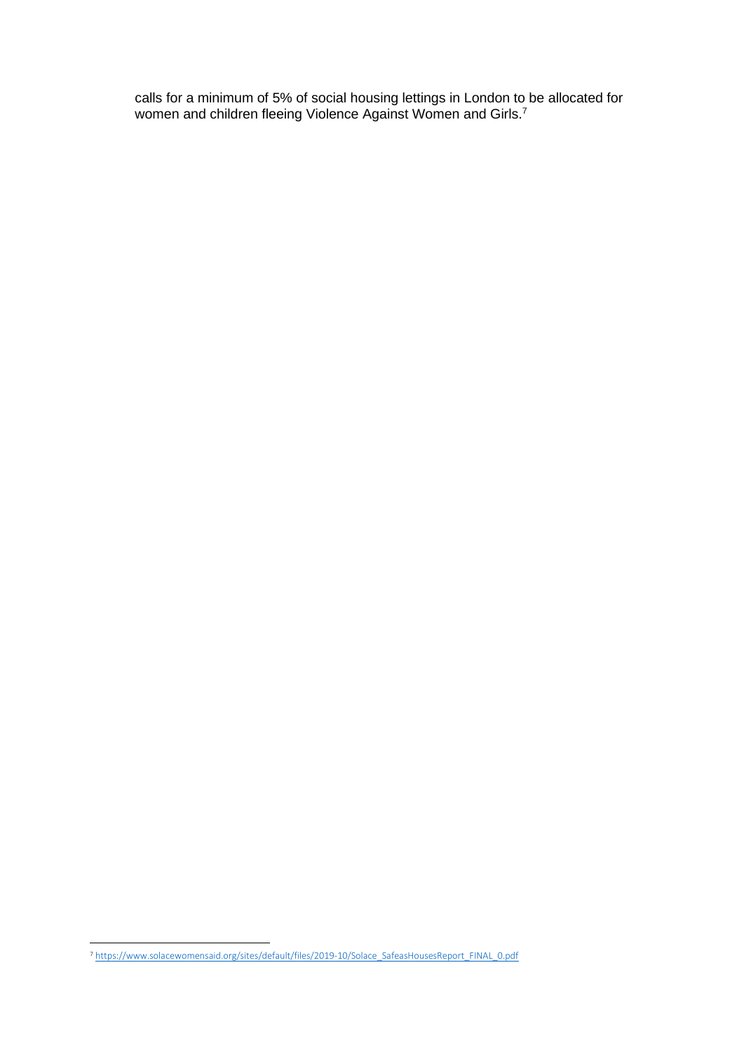calls for a minimum of 5% of social housing lettings in London to be allocated for women and children fleeing Violence Against Women and Girls.[7]

[7] https://www.solacewomensaid.org/sites/default/files/2019-10/Solace_SafeasHousesReport_FINAL_0.pdf